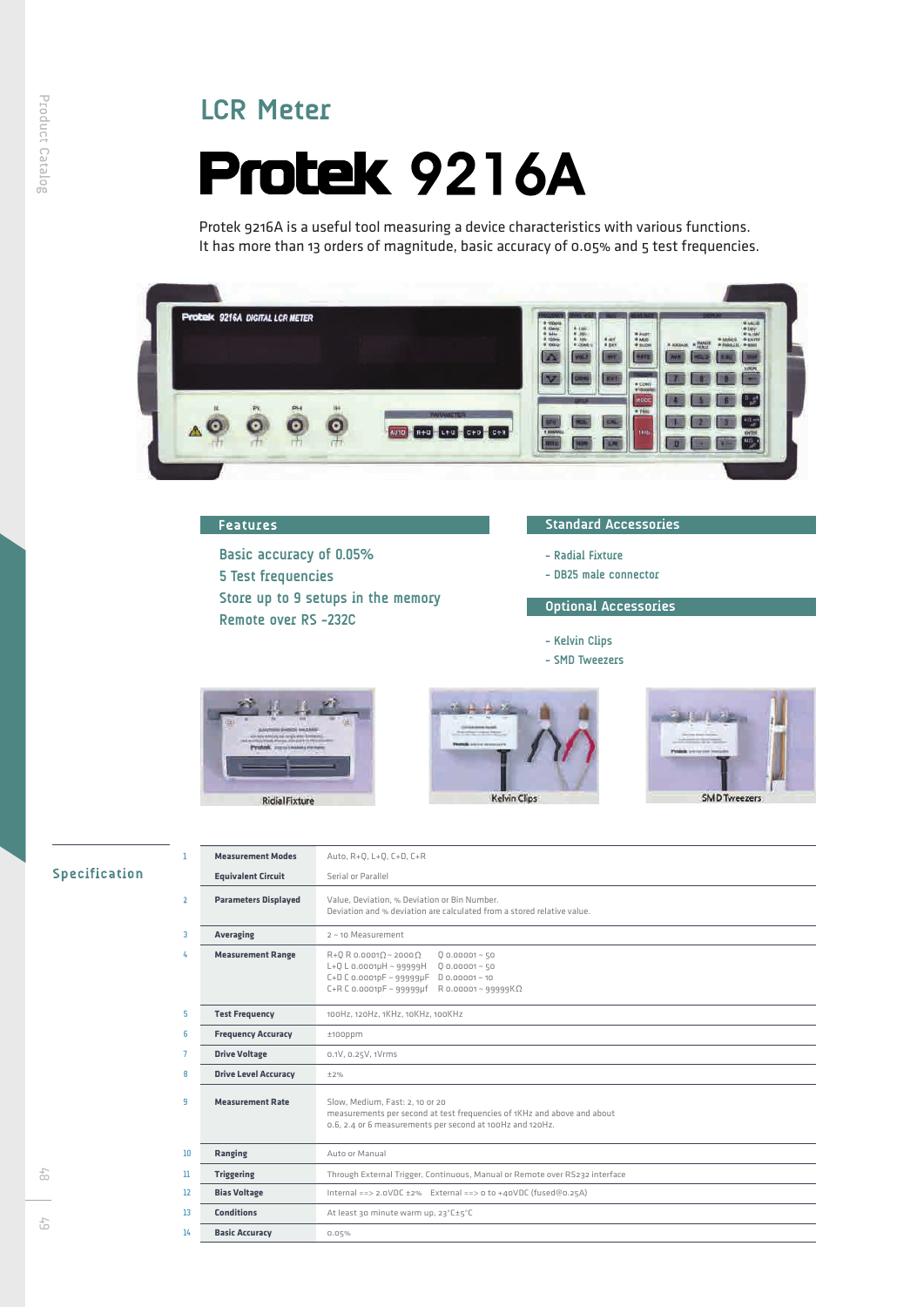## LCR Meter

# Protek 9216A

Protek 9216A is a useful tool measuring a device characteristics with various functions.
It has more than 13 orders of magnitude, basic accuracy of 0.05% and 5 test frequencies.

### Features

Basic accuracy of 0.05%
5 Test frequencies
Store up to 9 setups in the memory
Remote over RS -232C

### Standard Accessories

- Radial Fixture
- DB25 male connector

### Optional Accessories

- Kelvin Clips
- SMD Tweezers

Ridial Fixture

Kelvin Clips

SMD Tweezers

## Specification

| No. | Item | Specification |
|---|---|---|
| 1 | **Measurement Modes** | Auto, R+Q, L+Q, C+D, C+R |
| | **Equivalent Circuit** | Serial or Parallel |
| 2 | **Parameters Displayed** | Value, Deviation, % Deviation or Bin Number.<br>Deviation and % deviation are calculated from a stored relative value. |
| 3 | **Averaging** | 2 ~ 10 Measurement |
| 4 | **Measurement Range** | R+Q R 0.0001Ω ~ 2000Ω  Q 0.00001 ~ 50<br>L+Q L 0.0001μH ~ 99999H  Q 0.00001 ~ 50<br>C+D C 0.0001pF ~ 99999μF  D 0.00001 ~ 10<br>C+R C 0.0001pF ~ 99999μf  R 0.00001 ~ 99999KΩ |
| 5 | **Test Frequency** | 100Hz, 120Hz, 1KHz, 10KHz, 100KHz |
| 6 | **Frequency Accuracy** | ±100ppm |
| 7 | **Drive Voltage** | 0.1V, 0.25V, 1Vrms |
| 8 | **Drive Level Accuracy** | ±2% |
| 9 | **Measurement Rate** | Slow, Medium, Fast: 2, 10 or 20<br>measurements per second at test frequencies of 1KHz and above and about 0.6, 2.4 or 6 measurements per second at 100Hz and 120Hz. |
| 10 | **Ranging** | Auto or Manual |
| 11 | **Triggering** | Through External Trigger, Continuous, Manual or Remote over RS232 interface |
| 12 | **Bias Voltage** | Internal ==> 2.0VDC ±2%  External ==> 0 to +40VDC (fused@0.25A) |
| 13 | **Conditions** | At least 30 minute warm up, 23°C±5°C |
| 14 | **Basic Accuracy** | 0.05% |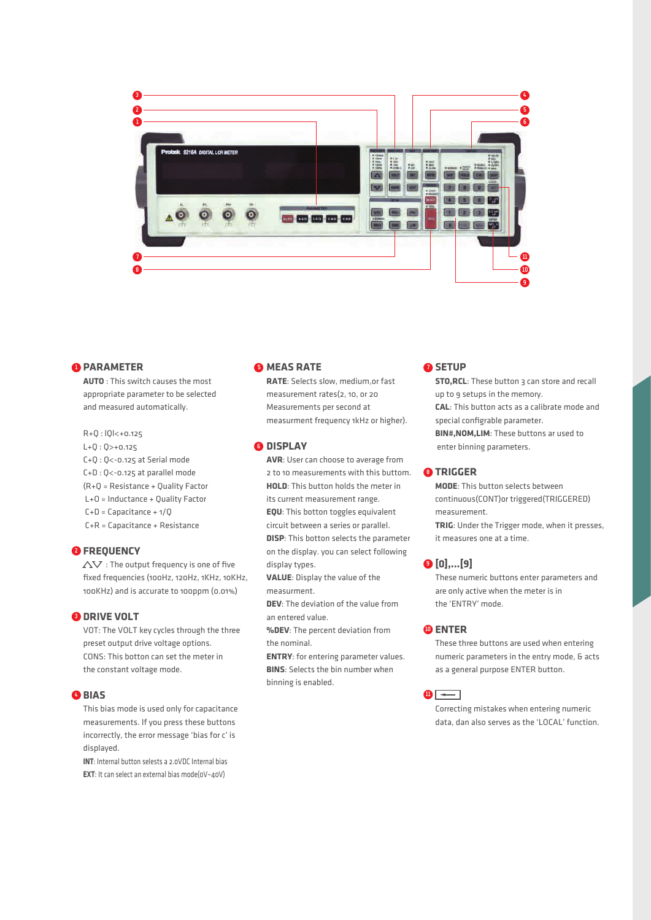### ❶ PARAMETER

**AUTO** : This switch causes the most appropriate parameter to be selected and measured automatically.

R+Q : lQl<+0.125
L+Q : Q>+0.125
C+Q : Q<-0.125 at Serial mode
C+D : Q<-0.125 at parallel mode
(R+Q = Resistance + Quality Factor
L+0 = Inductance + Quality Factor
C+D = Capacitance + 1/Q
C+R = Capacitance + Resistance

### ❷ FREQUENCY

△▽ : The output frequency is one of five fixed frequencies (100Hz, 120Hz, 1KHz, 10KHz, 100KHz) and is accurate to 100ppm (0.01%)

### ❸ DRIVE VOLT

VOT: The VOLT key cycles through the three preset output drive voltage options.
CONS: This botton can set the meter in the constant voltage mode.

### ❹ BIAS

This bias mode is used only for capacitance measurements. If you press these buttons incorrectly, the error message 'bias for c' is displayed.

**INT**: Internal button selests a 2.0VDC Internal bias
**EXT**: It can select an external bias mode(0V~40V)

### ❺ MEAS RATE

**RATE**: Selects slow, medium,or fast measurement rates(2, 10, or 20 Measurements per second at measurment frequency 1kHz or higher).

### ❻ DISPLAY

**AVR**: User can choose to average from 2 to 10 measurements with this buttom.
**HOLD**: This button holds the meter in its current measurement range.
**EQU**: This botton toggles equivalent circuit between a series or parallel.
**DISP**: This botton selects the parameter on the display. you can select following display types.
**VALUE**: Display the value of the measurment.
**DEV**: The deviation of the value from an entered value.
**%DEV**: The percent deviation from the nominal.
**ENTRY**: for entering parameter values.
**BINS**: Selects the bin number when binning is enabled.

### ❼ SETUP

**STO,RCL**: These button 3 can store and recall up to 9 setups in the memory.
**CAL**: This button acts as a calibrate mode and special configable parameter.
**BIN#,NOM,LIM**: These buttons ar used to enter binning parameters.

### ❽ TRIGGER

**MODE**: This button selects between continuous(CONT)or triggered(TRIGGERED) measurement.
**TRIG**: Under the Trigger mode, when it presses, it measures one at a time.

### ❾ [0],...[9]

These numeric buttons enter parameters and are only active when the meter is in the 'ENTRY' mode.

### ❿ ENTER

These three buttons are used when entering numeric parameters in the entry mode, & acts as a general purpose ENTER button.

### ⓫ [←]

Correcting mistakes when entering numeric data, dan also serves as the 'LOCAL' function.